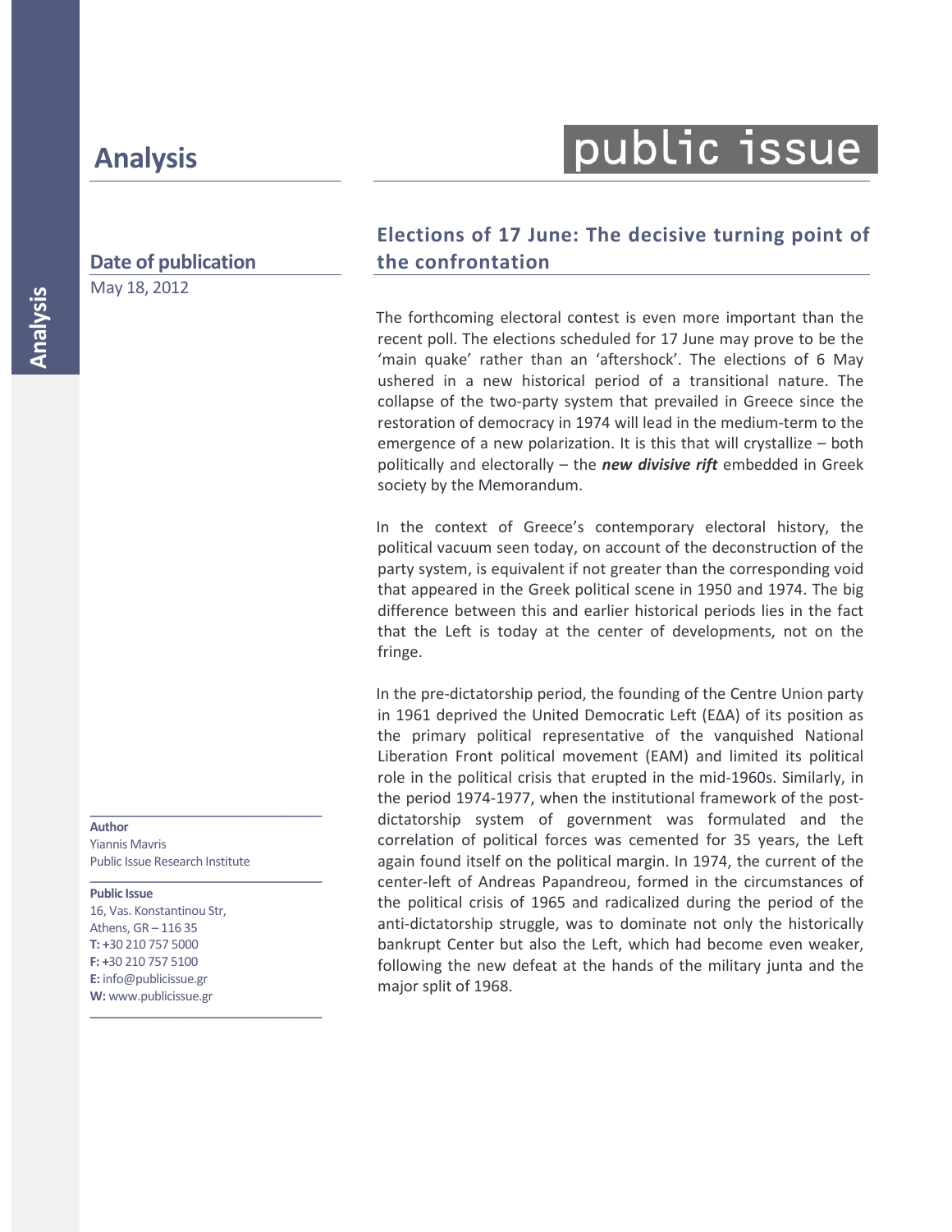# Analysis

public issue

## Elections of 17 June: The decisive turning point of the confrontation

**Date of publication**

May 18, 2012

The forthcoming electoral contest is even more important than the recent poll. The elections scheduled for 17 June may prove to be the 'main quake' rather than an 'aftershock'. The elections of 6 May ushered in a new historical period of a transitional nature. The collapse of the two-party system that prevailed in Greece since the restoration of democracy in 1974 will lead in the medium-term to the emergence of a new polarization. It is this that will crystallize – both politically and electorally – the ***new divisive rift*** embedded in Greek society by the Memorandum.

In the context of Greece's contemporary electoral history, the political vacuum seen today, on account of the deconstruction of the party system, is equivalent if not greater than the corresponding void that appeared in the Greek political scene in 1950 and 1974. The big difference between this and earlier historical periods lies in the fact that the Left is today at the center of developments, not on the fringe.

In the pre-dictatorship period, the founding of the Centre Union party in 1961 deprived the United Democratic Left (ΕΔΑ) of its position as the primary political representative of the vanquished National Liberation Front political movement (EAM) and limited its political role in the political crisis that erupted in the mid-1960s. Similarly, in the period 1974-1977, when the institutional framework of the post-dictatorship system of government was formulated and the correlation of political forces was cemented for 35 years, the Left again found itself on the political margin. In 1974, the current of the center-left of Andreas Papandreou, formed in the circumstances of the political crisis of 1965 and radicalized during the period of the anti-dictatorship struggle, was to dominate not only the historically bankrupt Center but also the Left, which had become even weaker, following the new defeat at the hands of the military junta and the major split of 1968.

**Author**
Yiannis Mavris
Public Issue Research Institute

**Public Issue**
16, Vas. Konstantinou Str,
Athens, GR – 116 35
**T:** +30 210 757 5000
**F:** +30 210 757 5100
**E:** info@publicissue.gr
**W:** www.publicissue.gr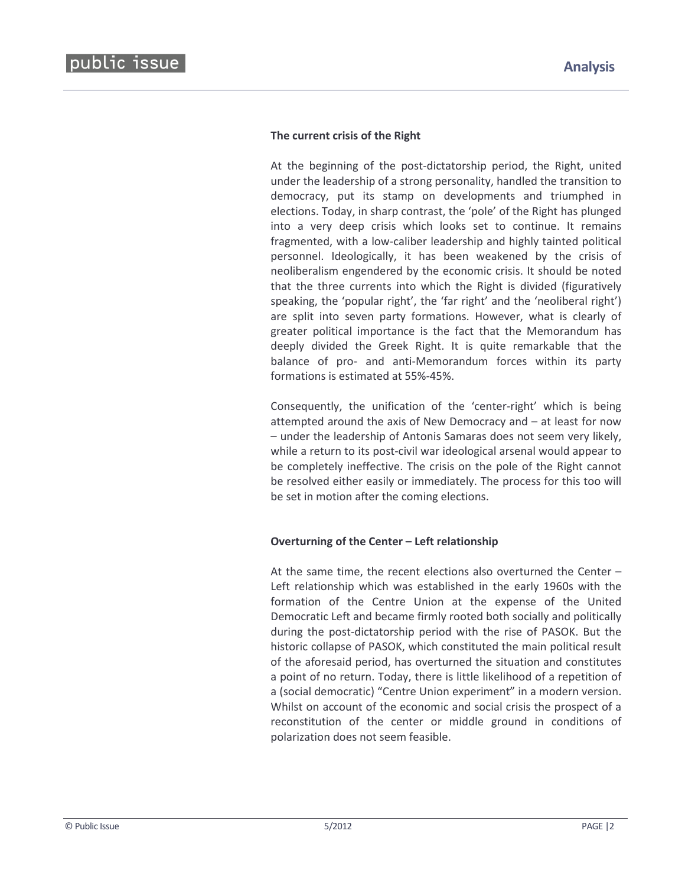### The current crisis of the Right

At the beginning of the post-dictatorship period, the Right, united under the leadership of a strong personality, handled the transition to democracy, put its stamp on developments and triumphed in elections. Today, in sharp contrast, the 'pole' of the Right has plunged into a very deep crisis which looks set to continue. It remains fragmented, with a low-caliber leadership and highly tainted political personnel. Ideologically, it has been weakened by the crisis of neoliberalism engendered by the economic crisis. It should be noted that the three currents into which the Right is divided (figuratively speaking, the 'popular right', the 'far right' and the 'neoliberal right') are split into seven party formations. However, what is clearly of greater political importance is the fact that the Memorandum has deeply divided the Greek Right. It is quite remarkable that the balance of pro- and anti-Memorandum forces within its party formations is estimated at 55%-45%.

Consequently, the unification of the 'center-right' which is being attempted around the axis of New Democracy and – at least for now – under the leadership of Antonis Samaras does not seem very likely, while a return to its post-civil war ideological arsenal would appear to be completely ineffective. The crisis on the pole of the Right cannot be resolved either easily or immediately. The process for this too will be set in motion after the coming elections.

### Overturning of the Center – Left relationship

At the same time, the recent elections also overturned the Center – Left relationship which was established in the early 1960s with the formation of the Centre Union at the expense of the United Democratic Left and became firmly rooted both socially and politically during the post-dictatorship period with the rise of PASOK. But the historic collapse of PASOK, which constituted the main political result of the aforesaid period, has overturned the situation and constitutes a point of no return. Today, there is little likelihood of a repetition of a (social democratic) "Centre Union experiment" in a modern version. Whilst on account of the economic and social crisis the prospect of a reconstitution of the center or middle ground in conditions of polarization does not seem feasible.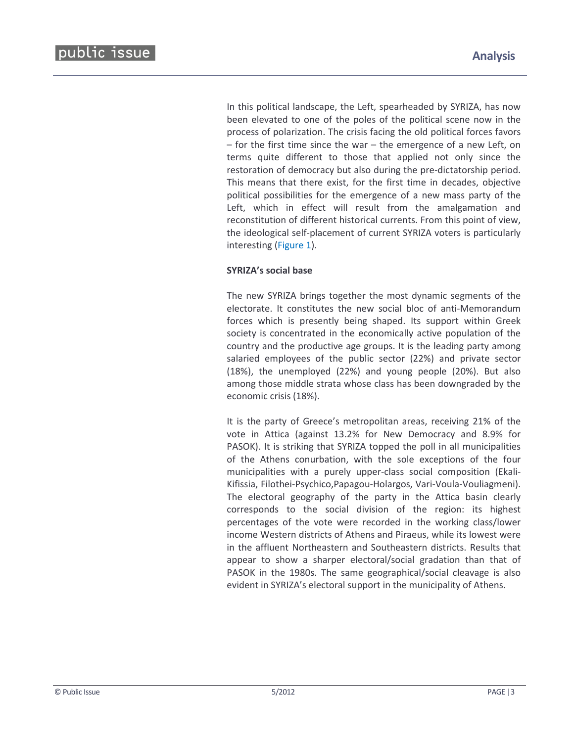In this political landscape, the Left, spearheaded by SYRIZA, has now been elevated to one of the poles of the political scene now in the process of polarization. The crisis facing the old political forces favors – for the first time since the war – the emergence of a new Left, on terms quite different to those that applied not only since the restoration of democracy but also during the pre-dictatorship period. This means that there exist, for the first time in decades, objective political possibilities for the emergence of a new mass party of the Left, which in effect will result from the amalgamation and reconstitution of different historical currents. From this point of view, the ideological self-placement of current SYRIZA voters is particularly interesting (Figure 1).

**SYRIZA's social base**

The new SYRIZA brings together the most dynamic segments of the electorate. It constitutes the new social bloc of anti-Memorandum forces which is presently being shaped. Its support within Greek society is concentrated in the economically active population of the country and the productive age groups. It is the leading party among salaried employees of the public sector (22%) and private sector (18%), the unemployed (22%) and young people (20%). But also among those middle strata whose class has been downgraded by the economic crisis (18%).

It is the party of Greece's metropolitan areas, receiving 21% of the vote in Attica (against 13.2% for New Democracy and 8.9% for PASOK). It is striking that SYRIZA topped the poll in all municipalities of the Athens conurbation, with the sole exceptions of the four municipalities with a purely upper-class social composition (Ekali-Kifissia, Filothei-Psychico,Papagou-Holargos, Vari-Voula-Vouliagmeni). The electoral geography of the party in the Attica basin clearly corresponds to the social division of the region: its highest percentages of the vote were recorded in the working class/lower income Western districts of Athens and Piraeus, while its lowest were in the affluent Northeastern and Southeastern districts. Results that appear to show a sharper electoral/social gradation than that of PASOK in the 1980s. The same geographical/social cleavage is also evident in SYRIZA's electoral support in the municipality of Athens.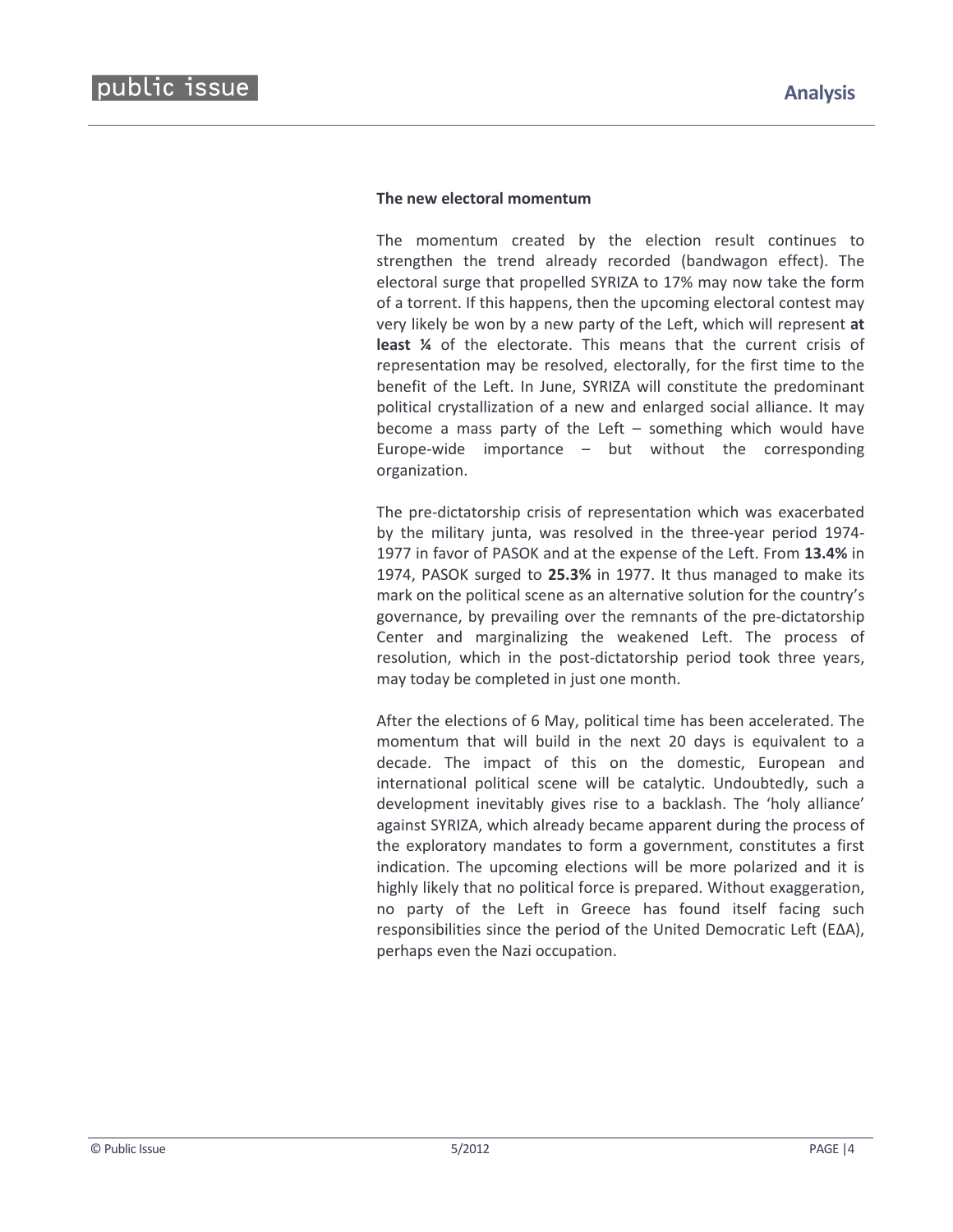**The new electoral momentum**

The momentum created by the election result continues to strengthen the trend already recorded (bandwagon effect). The electoral surge that propelled SYRIZA to 17% may now take the form of a torrent. If this happens, then the upcoming electoral contest may very likely be won by a new party of the Left, which will represent **at least ¼** of the electorate. This means that the current crisis of representation may be resolved, electorally, for the first time to the benefit of the Left. In June, SYRIZA will constitute the predominant political crystallization of a new and enlarged social alliance. It may become a mass party of the Left – something which would have Europe-wide importance – but without the corresponding organization.

The pre-dictatorship crisis of representation which was exacerbated by the military junta, was resolved in the three-year period 1974-1977 in favor of PASOK and at the expense of the Left. From **13.4%** in 1974, PASOK surged to **25.3%** in 1977. It thus managed to make its mark on the political scene as an alternative solution for the country's governance, by prevailing over the remnants of the pre-dictatorship Center and marginalizing the weakened Left. The process of resolution, which in the post-dictatorship period took three years, may today be completed in just one month.

After the elections of 6 May, political time has been accelerated. The momentum that will build in the next 20 days is equivalent to a decade. The impact of this on the domestic, European and international political scene will be catalytic. Undoubtedly, such a development inevitably gives rise to a backlash. The 'holy alliance' against SYRIZA, which already became apparent during the process of the exploratory mandates to form a government, constitutes a first indication. The upcoming elections will be more polarized and it is highly likely that no political force is prepared. Without exaggeration, no party of the Left in Greece has found itself facing such responsibilities since the period of the United Democratic Left (ΕΔΑ), perhaps even the Nazi occupation.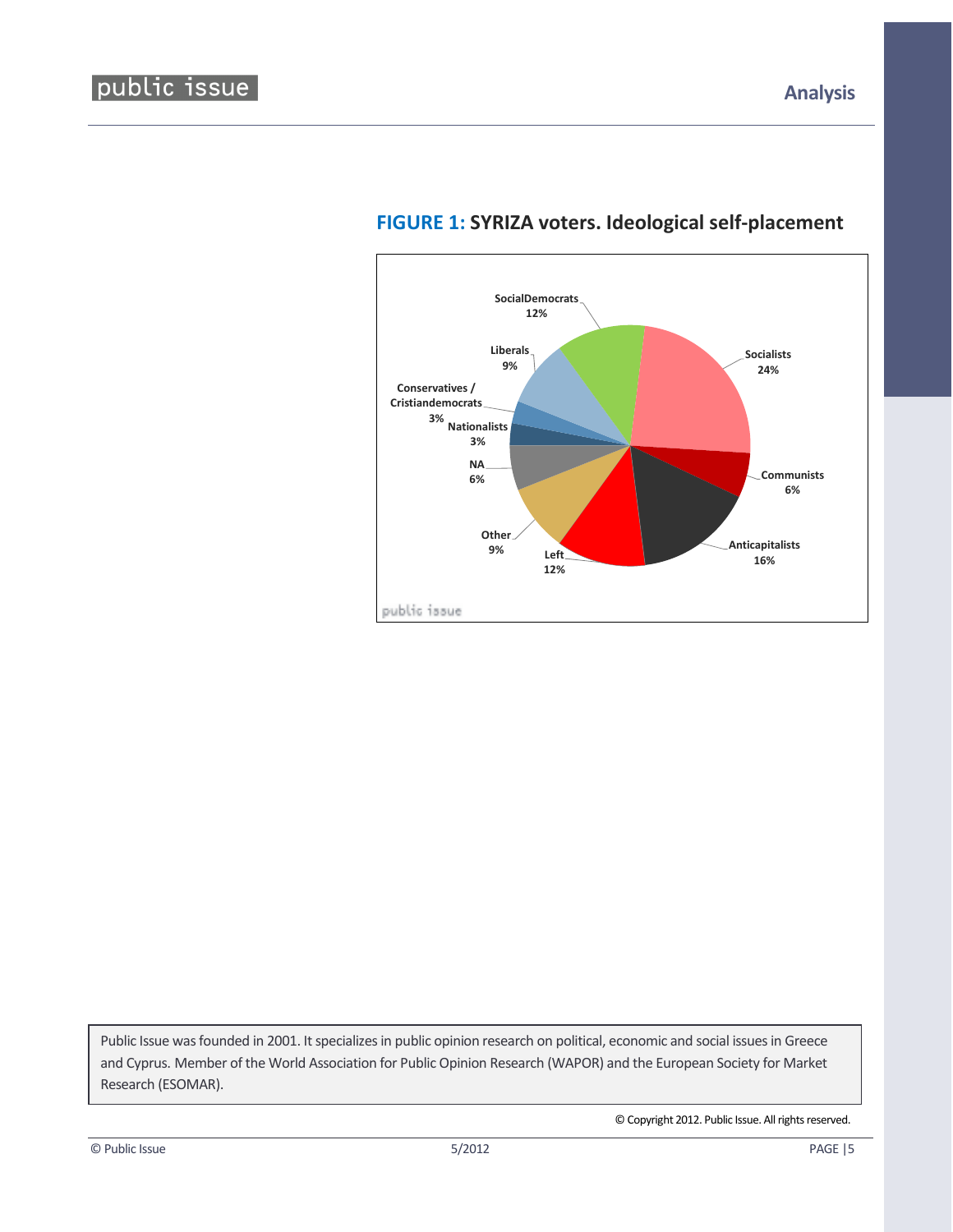**FIGURE 1: SYRIZA voters. Ideological self-placement**

SocialDemocrats
12%

Socialists
24%

Liberals
9%

Conservatives / Cristiandemocrats
3%

Nationalists
3%

NA
6%

Communists
6%

Other
9%

Left
12%

Anticapitalists
16%

public issue

Public Issue was founded in 2001. It specializes in public opinion research on political, economic and social issues in Greece and Cyprus. Member of the World Association for Public Opinion Research (WAPOR) and the European Society for Market Research (ESOMAR).

© Copyright 2012. Public Issue. All rights reserved.